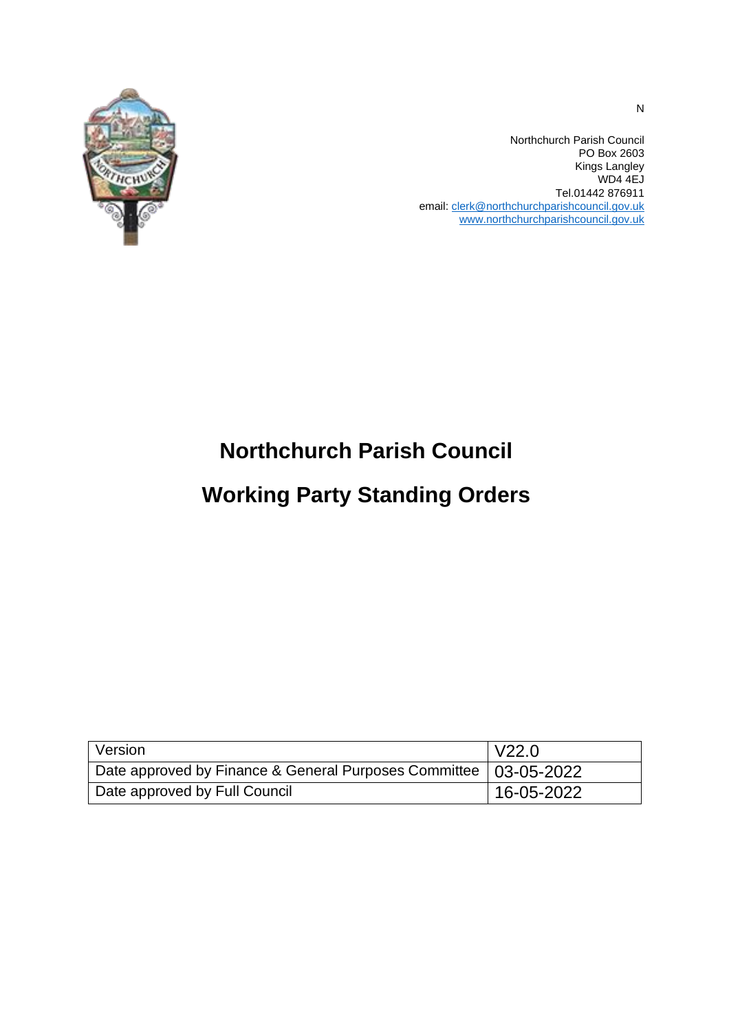N

Northchurch Parish Council
PO Box 2603
Kings Langley
WD4 4EJ
Tel.01442 876911
email: clerk@northchurchparishcouncil.gov.uk
www.northchurchparishcouncil.gov.uk

# Northchurch Parish Council

# Working Party Standing Orders

| Version | V22.0 |
| --- | --- |
| Date approved by Finance & General Purposes Committee | 03-05-2022 |
| Date approved by Full Council | 16-05-2022 |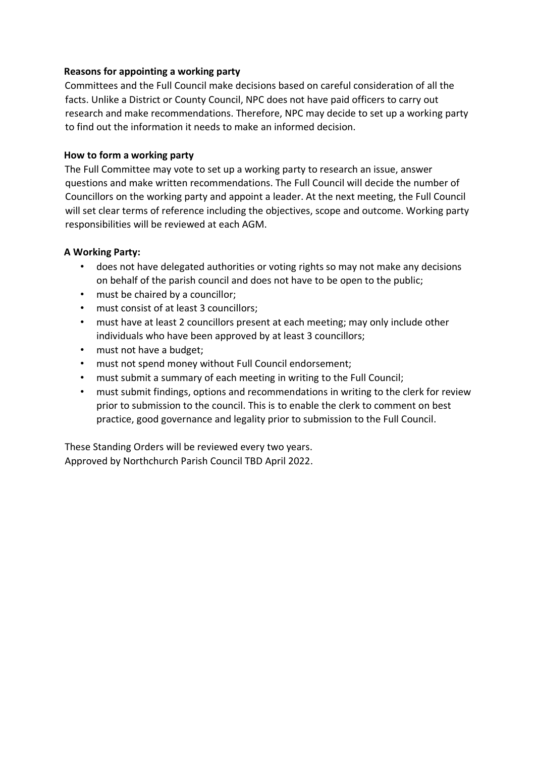**Reasons for appointing a working party**

Committees and the Full Council make decisions based on careful consideration of all the facts. Unlike a District or County Council, NPC does not have paid officers to carry out research and make recommendations. Therefore, NPC may decide to set up a working party to find out the information it needs to make an informed decision.

**How to form a working party**

The Full Committee may vote to set up a working party to research an issue, answer questions and make written recommendations. The Full Council will decide the number of Councillors on the working party and appoint a leader. At the next meeting, the Full Council will set clear terms of reference including the objectives, scope and outcome. Working party responsibilities will be reviewed at each AGM.

**A Working Party:**

- does not have delegated authorities or voting rights so may not make any decisions on behalf of the parish council and does not have to be open to the public;
- must be chaired by a councillor;
- must consist of at least 3 councillors;
- must have at least 2 councillors present at each meeting; may only include other individuals who have been approved by at least 3 councillors;
- must not have a budget;
- must not spend money without Full Council endorsement;
- must submit a summary of each meeting in writing to the Full Council;
- must submit findings, options and recommendations in writing to the clerk for review prior to submission to the council. This is to enable the clerk to comment on best practice, good governance and legality prior to submission to the Full Council.

These Standing Orders will be reviewed every two years.
Approved by Northchurch Parish Council TBD April 2022.